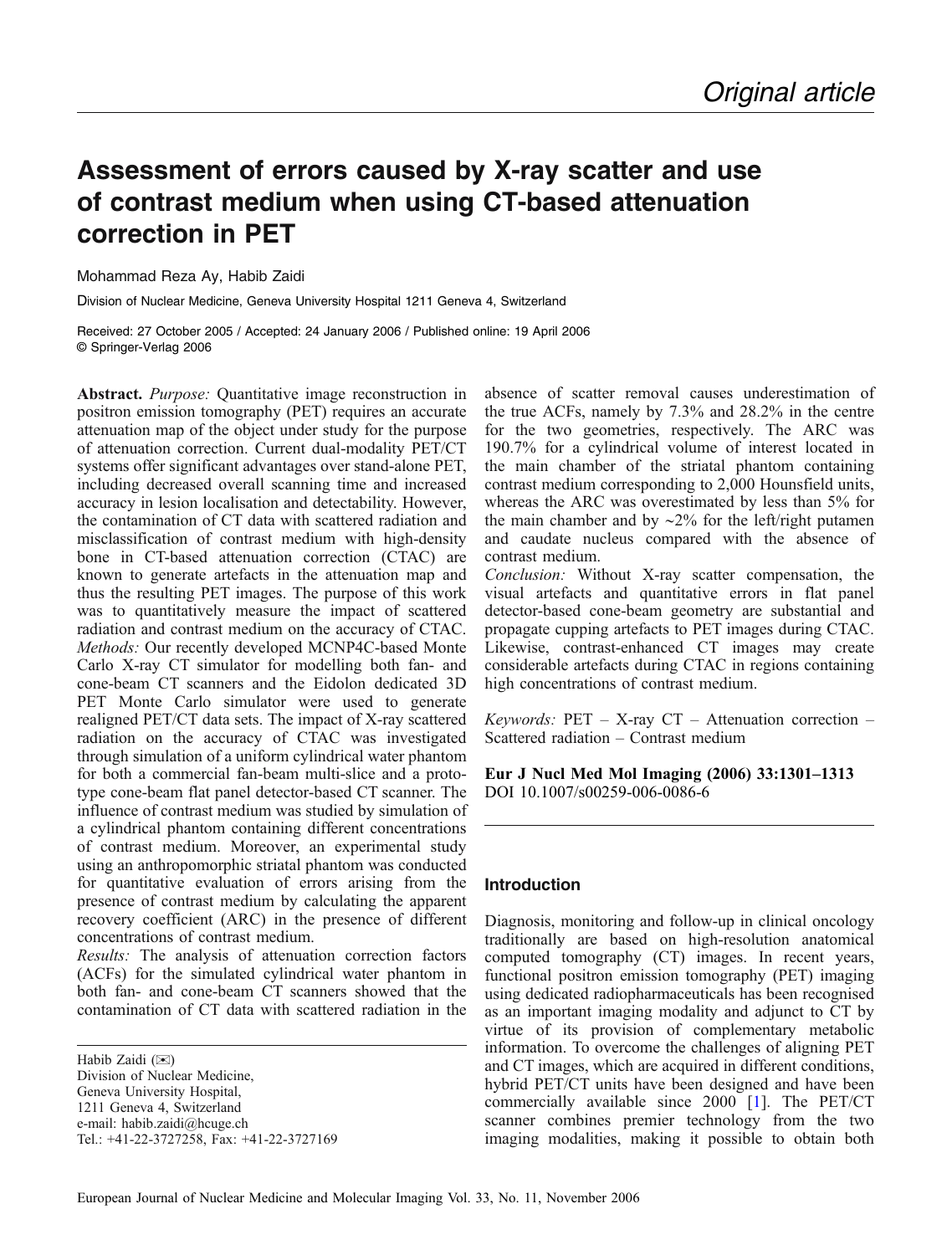Original article

# Assessment of errors caused by X-ray scatter and use of contrast medium when using CT-based attenuation correction in PET

Mohammad Reza Ay, Habib Zaidi

Division of Nuclear Medicine, Geneva University Hospital 1211 Geneva 4, Switzerland

Received: 27 October 2005 / Accepted: 24 January 2006 / Published online: 19 April 2006
© Springer-Verlag 2006

**Abstract.** *Purpose:* Quantitative image reconstruction in positron emission tomography (PET) requires an accurate attenuation map of the object under study for the purpose of attenuation correction. Current dual-modality PET/CT systems offer significant advantages over stand-alone PET, including decreased overall scanning time and increased accuracy in lesion localisation and detectability. However, the contamination of CT data with scattered radiation and misclassification of contrast medium with high-density bone in CT-based attenuation correction (CTAC) are known to generate artefacts in the attenuation map and thus the resulting PET images. The purpose of this work was to quantitatively measure the impact of scattered radiation and contrast medium on the accuracy of CTAC.
*Methods:* Our recently developed MCNP4C-based Monte Carlo X-ray CT simulator for modelling both fan- and cone-beam CT scanners and the Eidolon dedicated 3D PET Monte Carlo simulator were used to generate realigned PET/CT data sets. The impact of X-ray scattered radiation on the accuracy of CTAC was investigated through simulation of a uniform cylindrical water phantom for both a commercial fan-beam multi-slice and a prototype cone-beam flat panel detector-based CT scanner. The influence of contrast medium was studied by simulation of a cylindrical phantom containing different concentrations of contrast medium. Moreover, an experimental study using an anthropomorphic striatal phantom was conducted for quantitative evaluation of errors arising from the presence of contrast medium by calculating the apparent recovery coefficient (ARC) in the presence of different concentrations of contrast medium.
*Results:* The analysis of attenuation correction factors (ACFs) for the simulated cylindrical water phantom in both fan- and cone-beam CT scanners showed that the contamination of CT data with scattered radiation in the absence of scatter removal causes underestimation of the true ACFs, namely by 7.3% and 28.2% in the centre for the two geometries, respectively. The ARC was 190.7% for a cylindrical volume of interest located in the main chamber of the striatal phantom containing contrast medium corresponding to 2,000 Hounsfield units, whereas the ARC was overestimated by less than 5% for the main chamber and by ~2% for the left/right putamen and caudate nucleus compared with the absence of contrast medium.
*Conclusion:* Without X-ray scatter compensation, the visual artefacts and quantitative errors in flat panel detector-based cone-beam geometry are substantial and propagate cupping artefacts to PET images during CTAC. Likewise, contrast-enhanced CT images may create considerable artefacts during CTAC in regions containing high concentrations of contrast medium.

*Keywords:* PET – X-ray CT – Attenuation correction – Scattered radiation – Contrast medium

**Eur J Nucl Med Mol Imaging (2006) 33:1301–1313**
DOI 10.1007/s00259-006-0086-6

Habib Zaidi (✉)
Division of Nuclear Medicine,
Geneva University Hospital,
1211 Geneva 4, Switzerland
e-mail: habib.zaidi@hcuge.ch
Tel.: +41-22-3727258, Fax: +41-22-3727169

## Introduction

Diagnosis, monitoring and follow-up in clinical oncology traditionally are based on high-resolution anatomical computed tomography (CT) images. In recent years, functional positron emission tomography (PET) imaging using dedicated radiopharmaceuticals has been recognised as an important imaging modality and adjunct to CT by virtue of its provision of complementary metabolic information. To overcome the challenges of aligning PET and CT images, which are acquired in different conditions, hybrid PET/CT units have been designed and have been commercially available since 2000 [1]. The PET/CT scanner combines premier technology from the two imaging modalities, making it possible to obtain both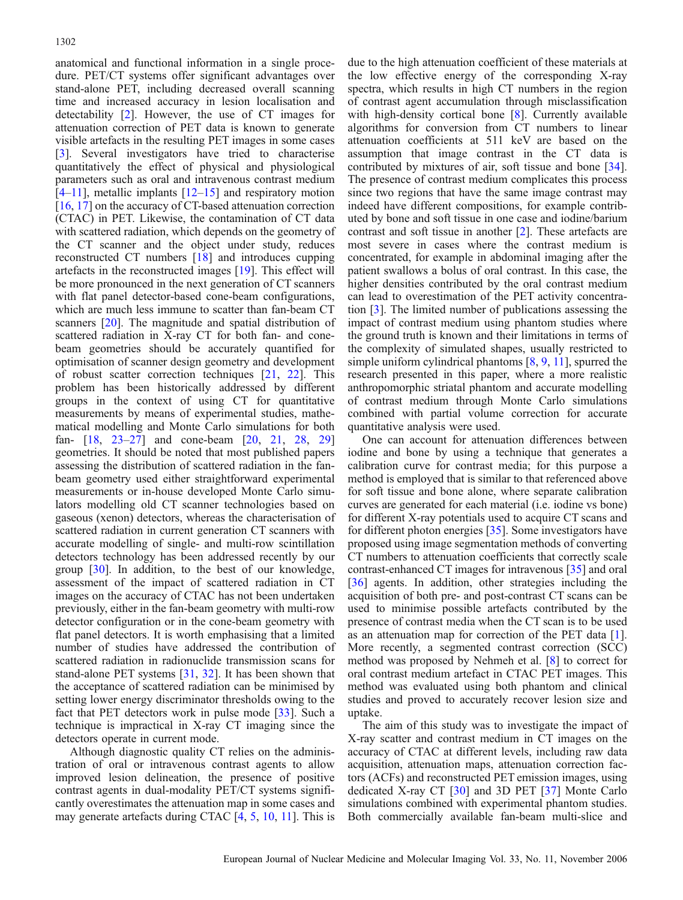anatomical and functional information in a single procedure. PET/CT systems offer significant advantages over stand-alone PET, including decreased overall scanning time and increased accuracy in lesion localisation and detectability [2]. However, the use of CT images for attenuation correction of PET data is known to generate visible artefacts in the resulting PET images in some cases [3]. Several investigators have tried to characterise quantitatively the effect of physical and physiological parameters such as oral and intravenous contrast medium [4–11], metallic implants [12–15] and respiratory motion [16, 17] on the accuracy of CT-based attenuation correction (CTAC) in PET. Likewise, the contamination of CT data with scattered radiation, which depends on the geometry of the CT scanner and the object under study, reduces reconstructed CT numbers [18] and introduces cupping artefacts in the reconstructed images [19]. This effect will be more pronounced in the next generation of CT scanners with flat panel detector-based cone-beam configurations, which are much less immune to scatter than fan-beam CT scanners [20]. The magnitude and spatial distribution of scattered radiation in X-ray CT for both fan- and cone-beam geometries should be accurately quantified for optimisation of scanner design geometry and development of robust scatter correction techniques [21, 22]. This problem has been historically addressed by different groups in the context of using CT for quantitative measurements by means of experimental studies, mathematical modelling and Monte Carlo simulations for both fan- [18, 23–27] and cone-beam [20, 21, 28, 29] geometries. It should be noted that most published papers assessing the distribution of scattered radiation in the fan-beam geometry used either straightforward experimental measurements or in-house developed Monte Carlo simulators modelling old CT scanner technologies based on gaseous (xenon) detectors, whereas the characterisation of scattered radiation in current generation CT scanners with accurate modelling of single- and multi-row scintillation detectors technology has been addressed recently by our group [30]. In addition, to the best of our knowledge, assessment of the impact of scattered radiation in CT images on the accuracy of CTAC has not been undertaken previously, either in the fan-beam geometry with multi-row detector configuration or in the cone-beam geometry with flat panel detectors. It is worth emphasising that a limited number of studies have addressed the contribution of scattered radiation in radionuclide transmission scans for stand-alone PET systems [31, 32]. It has been shown that the acceptance of scattered radiation can be minimised by setting lower energy discriminator thresholds owing to the fact that PET detectors work in pulse mode [33]. Such a technique is impractical in X-ray CT imaging since the detectors operate in current mode.

Although diagnostic quality CT relies on the administration of oral or intravenous contrast agents to allow improved lesion delineation, the presence of positive contrast agents in dual-modality PET/CT systems significantly overestimates the attenuation map in some cases and may generate artefacts during CTAC [4, 5, 10, 11]. This is due to the high attenuation coefficient of these materials at the low effective energy of the corresponding X-ray spectra, which results in high CT numbers in the region of contrast agent accumulation through misclassification with high-density cortical bone [8]. Currently available algorithms for conversion from CT numbers to linear attenuation coefficients at 511 keV are based on the assumption that image contrast in the CT data is contributed by mixtures of air, soft tissue and bone [34]. The presence of contrast medium complicates this process since two regions that have the same image contrast may indeed have different compositions, for example contributed by bone and soft tissue in one case and iodine/barium contrast and soft tissue in another [2]. These artefacts are most severe in cases where the contrast medium is concentrated, for example in abdominal imaging after the patient swallows a bolus of oral contrast. In this case, the higher densities contributed by the oral contrast medium can lead to overestimation of the PET activity concentration [3]. The limited number of publications assessing the impact of contrast medium using phantom studies where the ground truth is known and their limitations in terms of the complexity of simulated shapes, usually restricted to simple uniform cylindrical phantoms [8, 9, 11], spurred the research presented in this paper, where a more realistic anthropomorphic striatal phantom and accurate modelling of contrast medium through Monte Carlo simulations combined with partial volume correction for accurate quantitative analysis were used.

One can account for attenuation differences between iodine and bone by using a technique that generates a calibration curve for contrast media; for this purpose a method is employed that is similar to that referenced above for soft tissue and bone alone, where separate calibration curves are generated for each material (i.e. iodine vs bone) for different X-ray potentials used to acquire CT scans and for different photon energies [35]. Some investigators have proposed using image segmentation methods of converting CT numbers to attenuation coefficients that correctly scale contrast-enhanced CT images for intravenous [35] and oral [36] agents. In addition, other strategies including the acquisition of both pre- and post-contrast CT scans can be used to minimise possible artefacts contributed by the presence of contrast media when the CT scan is to be used as an attenuation map for correction of the PET data [1]. More recently, a segmented contrast correction (SCC) method was proposed by Nehmeh et al. [8] to correct for oral contrast medium artefact in CTAC PET images. This method was evaluated using both phantom and clinical studies and proved to accurately recover lesion size and uptake.

The aim of this study was to investigate the impact of X-ray scatter and contrast medium in CT images on the accuracy of CTAC at different levels, including raw data acquisition, attenuation maps, attenuation correction factors (ACFs) and reconstructed PET emission images, using dedicated X-ray CT [30] and 3D PET [37] Monte Carlo simulations combined with experimental phantom studies. Both commercially available fan-beam multi-slice and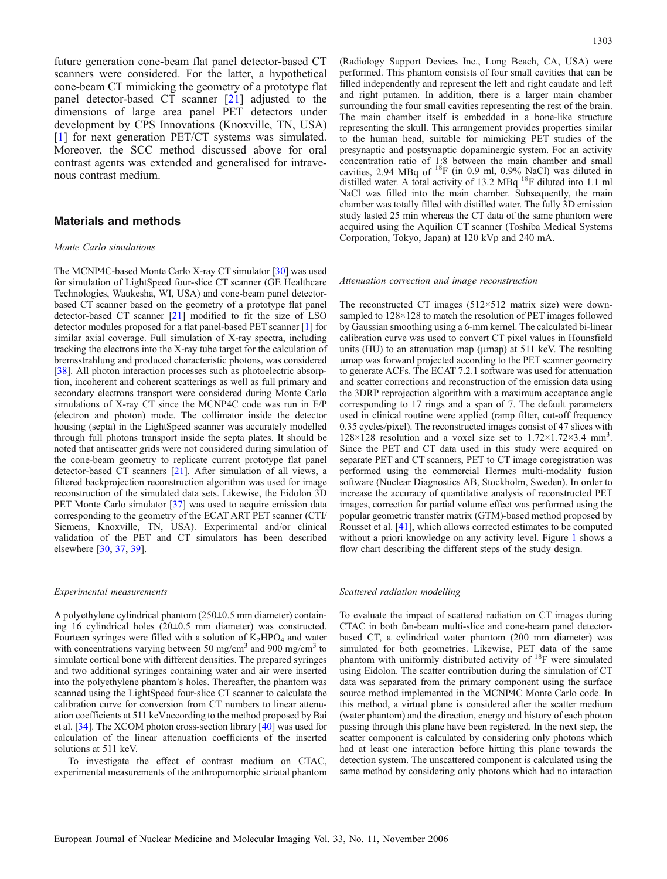future generation cone-beam flat panel detector-based CT scanners were considered. For the latter, a hypothetical cone-beam CT mimicking the geometry of a prototype flat panel detector-based CT scanner [21] adjusted to the dimensions of large area panel PET detectors under development by CPS Innovations (Knoxville, TN, USA) [1] for next generation PET/CT systems was simulated. Moreover, the SCC method discussed above for oral contrast agents was extended and generalised for intravenous contrast medium.

## Materials and methods

### *Monte Carlo simulations*

The MCNP4C-based Monte Carlo X-ray CT simulator [30] was used for simulation of LightSpeed four-slice CT scanner (GE Healthcare Technologies, Waukesha, WI, USA) and cone-beam panel detector-based CT scanner based on the geometry of a prototype flat panel detector-based CT scanner [21] modified to fit the size of LSO detector modules proposed for a flat panel-based PET scanner [1] for similar axial coverage. Full simulation of X-ray spectra, including tracking the electrons into the X-ray tube target for the calculation of bremsstrahlung and produced characteristic photons, was considered [38]. All photon interaction processes such as photoelectric absorption, incoherent and coherent scatterings as well as full primary and secondary electrons transport were considered during Monte Carlo simulations of X-ray CT since the MCNP4C code was run in E/P (electron and photon) mode. The collimator inside the detector housing (septa) in the LightSpeed scanner was accurately modelled through full photons transport inside the septa plates. It should be noted that antiscatter grids were not considered during simulation of the cone-beam geometry to replicate current prototype flat panel detector-based CT scanners [21]. After simulation of all views, a filtered backprojection reconstruction algorithm was used for image reconstruction of the simulated data sets. Likewise, the Eidolon 3D PET Monte Carlo simulator [37] was used to acquire emission data corresponding to the geometry of the ECAT ART PET scanner (CTI/Siemens, Knoxville, TN, USA). Experimental and/or clinical validation of the PET and CT simulators has been described elsewhere [30, 37, 39].

### *Experimental measurements*

A polyethylene cylindrical phantom (250±0.5 mm diameter) containing 16 cylindrical holes (20±0.5 mm diameter) was constructed. Fourteen syringes were filled with a solution of $K_2HPO_4$ and water with concentrations varying between 50 mg/cm$^3$ and 900 mg/cm$^3$ to simulate cortical bone with different densities. The prepared syringes and two additional syringes containing water and air were inserted into the polyethylene phantom's holes. Thereafter, the phantom was scanned using the LightSpeed four-slice CT scanner to calculate the calibration curve for conversion from CT numbers to linear attenuation coefficients at 511 keV according to the method proposed by Bai et al. [34]. The XCOM photon cross-section library [40] was used for calculation of the linear attenuation coefficients of the inserted solutions at 511 keV.

To investigate the effect of contrast medium on CTAC, experimental measurements of the anthropomorphic striatal phantom (Radiology Support Devices Inc., Long Beach, CA, USA) were performed. This phantom consists of four small cavities that can be filled independently and represent the left and right caudate and left and right putamen. In addition, there is a larger main chamber surrounding the four small cavities representing the rest of the brain. The main chamber itself is embedded in a bone-like structure representing the skull. This arrangement provides properties similar to the human head, suitable for mimicking PET studies of the presynaptic and postsynaptic dopaminergic system. For an activity concentration ratio of 1:8 between the main chamber and small cavities, 2.94 MBq of $^{18}$F (in 0.9 ml, 0.9% NaCl) was diluted in distilled water. A total activity of 13.2 MBq $^{18}$F diluted into 1.1 ml NaCl was filled into the main chamber. Subsequently, the main chamber was totally filled with distilled water. The fully 3D emission study lasted 25 min whereas the CT data of the same phantom were acquired using the Aquilion CT scanner (Toshiba Medical Systems Corporation, Tokyo, Japan) at 120 kVp and 240 mA.

### *Attenuation correction and image reconstruction*

The reconstructed CT images (512×512 matrix size) were down-sampled to 128×128 to match the resolution of PET images followed by Gaussian smoothing using a 6-mm kernel. The calculated bi-linear calibration curve was used to convert CT pixel values in Hounsfield units (HU) to an attenuation map (μmap) at 511 keV. The resulting μmap was forward projected according to the PET scanner geometry to generate ACFs. The ECAT 7.2.1 software was used for attenuation and scatter corrections and reconstruction of the emission data using the 3DRP reprojection algorithm with a maximum acceptance angle corresponding to 17 rings and a span of 7. The default parameters used in clinical routine were applied (ramp filter, cut-off frequency 0.35 cycles/pixel). The reconstructed images consist of 47 slices with 128×128 resolution and a voxel size set to 1.72×1.72×3.4 mm$^3$. Since the PET and CT data used in this study were acquired on separate PET and CT scanners, PET to CT image coregistration was performed using the commercial Hermes multi-modality fusion software (Nuclear Diagnostics AB, Stockholm, Sweden). In order to increase the accuracy of quantitative analysis of reconstructed PET images, correction for partial volume effect was performed using the popular geometric transfer matrix (GTM)-based method proposed by Rousset et al. [41], which allows corrected estimates to be computed without a priori knowledge on any activity level. Figure 1 shows a flow chart describing the different steps of the study design.

### *Scattered radiation modelling*

To evaluate the impact of scattered radiation on CT images during CTAC in both fan-beam multi-slice and cone-beam panel detector-based CT, a cylindrical water phantom (200 mm diameter) was simulated for both geometries. Likewise, PET data of the same phantom with uniformly distributed activity of $^{18}$F were simulated using Eidolon. The scatter contribution during the simulation of CT data was separated from the primary component using the surface source method implemented in the MCNP4C Monte Carlo code. In this method, a virtual plane is considered after the scatter medium (water phantom) and the direction, energy and history of each photon passing through this plane have been registered. In the next step, the scatter component is calculated by considering only photons which had at least one interaction before hitting this plane towards the detection system. The unscattered component is calculated using the same method by considering only photons which had no interaction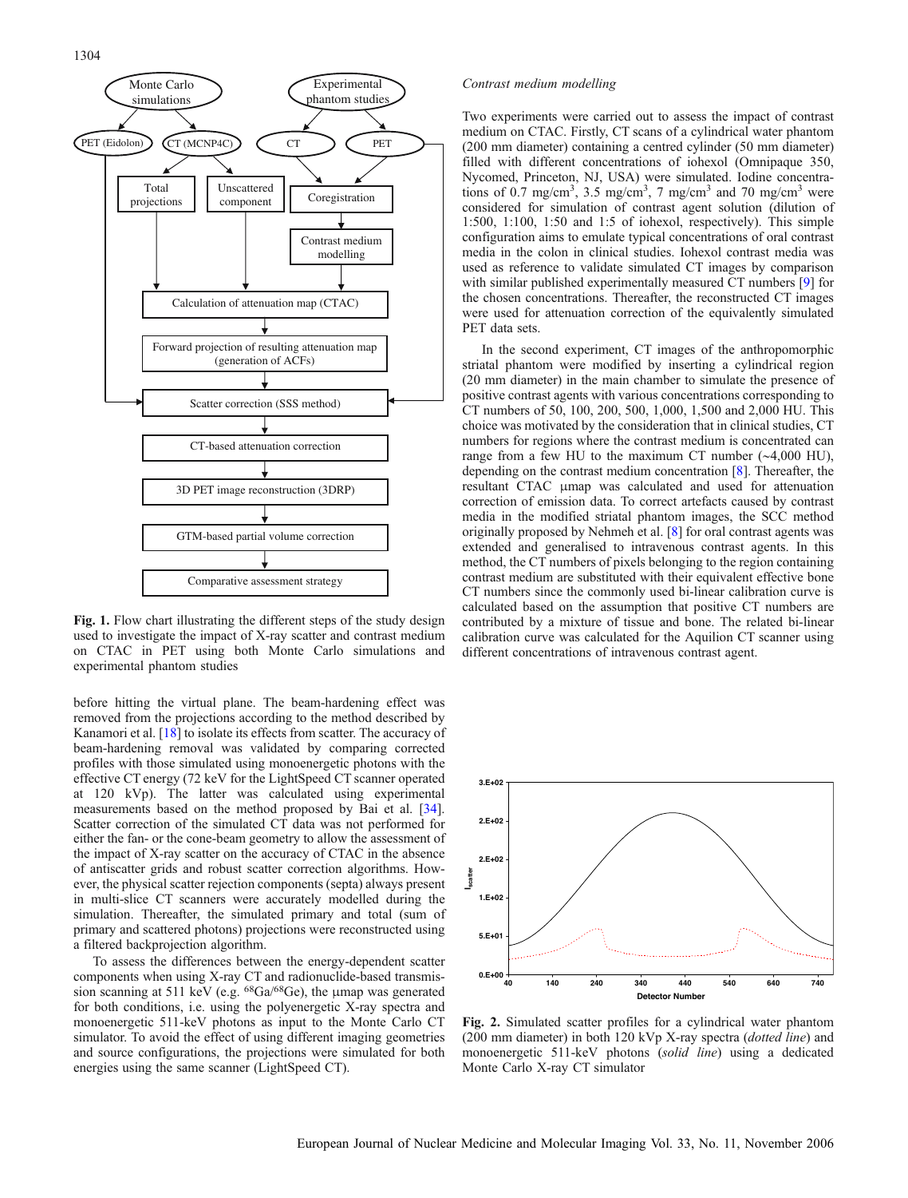**Fig. 1.** Flow chart illustrating the different steps of the study design used to investigate the impact of X-ray scatter and contrast medium on CTAC in PET using both Monte Carlo simulations and experimental phantom studies

before hitting the virtual plane. The beam-hardening effect was removed from the projections according to the method described by Kanamori et al. [18] to isolate its effects from scatter. The accuracy of beam-hardening removal was validated by comparing corrected profiles with those simulated using monoenergetic photons with the effective CT energy (72 keV for the LightSpeed CT scanner operated at 120 kVp). The latter was calculated using experimental measurements based on the method proposed by Bai et al. [34]. Scatter correction of the simulated CT data was not performed for either the fan- or the cone-beam geometry to allow the assessment of the impact of X-ray scatter on the accuracy of CTAC in the absence of antiscatter grids and robust scatter correction algorithms. However, the physical scatter rejection components (septa) always present in multi-slice CT scanners were accurately modelled during the simulation. Thereafter, the simulated primary and total (sum of primary and scattered photons) projections were reconstructed using a filtered backprojection algorithm.

To assess the differences between the energy-dependent scatter components when using X-ray CT and radionuclide-based transmission scanning at 511 keV (e.g. $^{68}$Ga/$^{68}$Ge), the μmap was generated for both conditions, i.e. using the polyenergetic X-ray spectra and monoenergetic 511-keV photons as input to the Monte Carlo CT simulator. To avoid the effect of using different imaging geometries and source configurations, the projections were simulated for both energies using the same scanner (LightSpeed CT).

*Contrast medium modelling*

Two experiments were carried out to assess the impact of contrast medium on CTAC. Firstly, CT scans of a cylindrical water phantom (200 mm diameter) containing a centred cylinder (50 mm diameter) filled with different concentrations of iohexol (Omnipaque 350, Nycomed, Princeton, NJ, USA) were simulated. Iodine concentrations of 0.7 mg/cm$^3$, 3.5 mg/cm$^3$, 7 mg/cm$^3$ and 70 mg/cm$^3$ were considered for simulation of contrast agent solution (dilution of 1:500, 1:100, 1:50 and 1:5 of iohexol, respectively). This simple configuration aims to emulate typical concentrations of oral contrast media in the colon in clinical studies. Iohexol contrast media was used as reference to validate simulated CT images by comparison with similar published experimentally measured CT numbers [9] for the chosen concentrations. Thereafter, the reconstructed CT images were used for attenuation correction of the equivalently simulated PET data sets.

In the second experiment, CT images of the anthropomorphic striatal phantom were modified by inserting a cylindrical region (20 mm diameter) in the main chamber to simulate the presence of positive contrast agents with various concentrations corresponding to CT numbers of 50, 100, 200, 500, 1,000, 1,500 and 2,000 HU. This choice was motivated by the consideration that in clinical studies, CT numbers for regions where the contrast medium is concentrated can range from a few HU to the maximum CT number (~4,000 HU), depending on the contrast medium concentration [8]. Thereafter, the resultant CTAC μmap was calculated and used for attenuation correction of emission data. To correct artefacts caused by contrast media in the modified striatal phantom images, the SCC method originally proposed by Nehmeh et al. [8] for oral contrast agents was extended and generalised to intravenous contrast agents. In this method, the CT numbers of pixels belonging to the region containing contrast medium are substituted with their equivalent effective bone CT numbers since the commonly used bi-linear calibration curve is calculated based on the assumption that positive CT numbers are contributed by a mixture of tissue and bone. The related bi-linear calibration curve was calculated for the Aquilion CT scanner using different concentrations of intravenous contrast agent.

**Fig. 2.** Simulated scatter profiles for a cylindrical water phantom (200 mm diameter) in both 120 kVp X-ray spectra (*dotted line*) and monoenergetic 511-keV photons (*solid line*) using a dedicated Monte Carlo X-ray CT simulator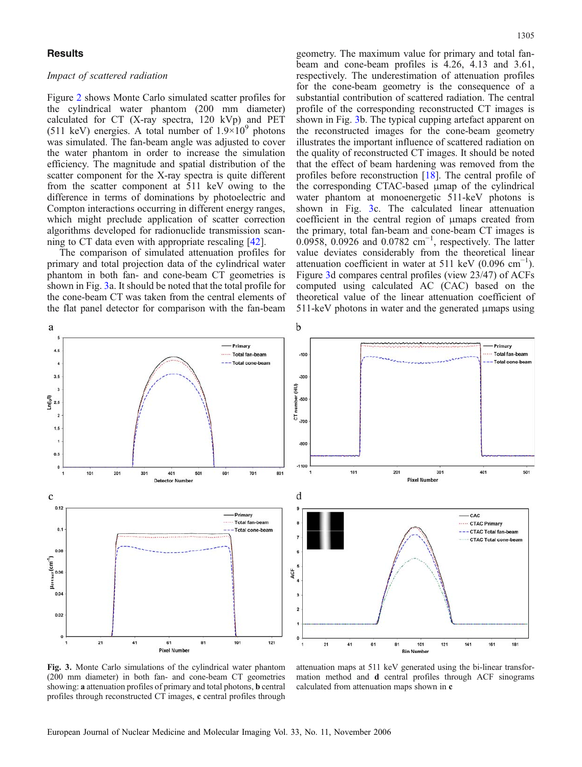## Results

### *Impact of scattered radiation*

Figure 2 shows Monte Carlo simulated scatter profiles for the cylindrical water phantom (200 mm diameter) calculated for CT (X-ray spectra, 120 kVp) and PET (511 keV) energies. A total number of $1.9\times10^9$ photons was simulated. The fan-beam angle was adjusted to cover the water phantom in order to increase the simulation efficiency. The magnitude and spatial distribution of the scatter component for the X-ray spectra is quite different from the scatter component at 511 keV owing to the difference in terms of dominations by photoelectric and Compton interactions occurring in different energy ranges, which might preclude application of scatter correction algorithms developed for radionuclide transmission scanning to CT data even with appropriate rescaling [42].

The comparison of simulated attenuation profiles for primary and total projection data of the cylindrical water phantom in both fan- and cone-beam CT geometries is shown in Fig. 3a. It should be noted that the total profile for the cone-beam CT was taken from the central elements of the flat panel detector for comparison with the fan-beam geometry. The maximum value for primary and total fan-beam and cone-beam profiles is 4.26, 4.13 and 3.61, respectively. The underestimation of attenuation profiles for the cone-beam geometry is the consequence of a substantial contribution of scattered radiation. The central profile of the corresponding reconstructed CT images is shown in Fig. 3b. The typical cupping artefact apparent on the reconstructed images for the cone-beam geometry illustrates the important influence of scattered radiation on the quality of reconstructed CT images. It should be noted that the effect of beam hardening was removed from the profiles before reconstruction [18]. The central profile of the corresponding CTAC-based μmap of the cylindrical water phantom at monoenergetic 511-keV photons is shown in Fig. 3c. The calculated linear attenuation coefficient in the central region of μmaps created from the primary, total fan-beam and cone-beam CT images is 0.0958, 0.0926 and 0.0782 $cm^{-1}$, respectively. The latter value deviates considerably from the theoretical linear attenuation coefficient in water at 511 keV (0.096 $cm^{-1}$). Figure 3d compares central profiles (view 23/47) of ACFs computed using calculated AC (CAC) based on the theoretical value of the linear attenuation coefficient of 511-keV photons in water and the generated μmaps using attenuation maps at 511 keV generated using the bi-linear transformation method and **d** central profiles through ACF sinograms calculated from attenuation maps shown in **c**

**Fig. 3.** Monte Carlo simulations of the cylindrical water phantom (200 mm diameter) in both fan- and cone-beam CT geometries showing: **a** attenuation profiles of primary and total photons, **b** central profiles through reconstructed CT images, **c** central profiles through attenuation maps at 511 keV generated using the bi-linear transformation method and **d** central profiles through ACF sinograms calculated from attenuation maps shown in **c**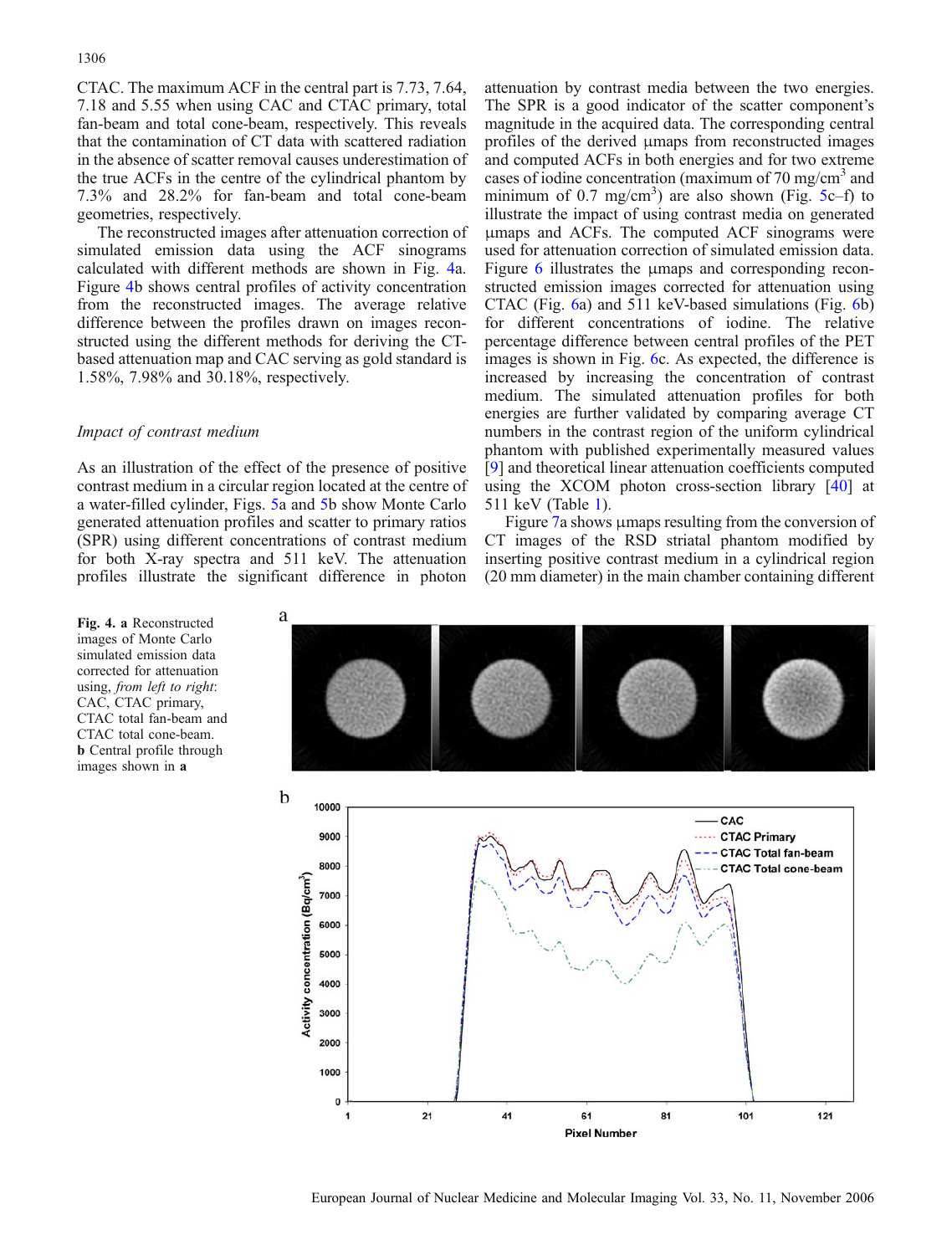CTAC. The maximum ACF in the central part is 7.73, 7.64, 7.18 and 5.55 when using CAC and CTAC primary, total fan-beam and total cone-beam, respectively. This reveals that the contamination of CT data with scattered radiation in the absence of scatter removal causes underestimation of the true ACFs in the centre of the cylindrical phantom by 7.3% and 28.2% for fan-beam and total cone-beam geometries, respectively.

The reconstructed images after attenuation correction of simulated emission data using the ACF sinograms calculated with different methods are shown in Fig. 4a. Figure 4b shows central profiles of activity concentration from the reconstructed images. The average relative difference between the profiles drawn on images reconstructed using the different methods for deriving the CT-based attenuation map and CAC serving as gold standard is 1.58%, 7.98% and 30.18%, respectively.

### *Impact of contrast medium*

As an illustration of the effect of the presence of positive contrast medium in a circular region located at the centre of a water-filled cylinder, Figs. 5a and 5b show Monte Carlo generated attenuation profiles and scatter to primary ratios (SPR) using different concentrations of contrast medium for both X-ray spectra and 511 keV. The attenuation profiles illustrate the significant difference in photon attenuation by contrast media between the two energies. The SPR is a good indicator of the scatter component's magnitude in the acquired data. The corresponding central profiles of the derived μmaps from reconstructed images and computed ACFs in both energies and for two extreme cases of iodine concentration (maximum of 70 mg/cm$^3$ and minimum of 0.7 mg/cm$^3$) are also shown (Fig. 5c–f) to illustrate the impact of using contrast media on generated μmaps and ACFs. The computed ACF sinograms were used for attenuation correction of simulated emission data. Figure 6 illustrates the μmaps and corresponding reconstructed emission images corrected for attenuation using CTAC (Fig. 6a) and 511 keV-based simulations (Fig. 6b) for different concentrations of iodine. The relative percentage difference between central profiles of the PET images is shown in Fig. 6c. As expected, the difference is increased by increasing the concentration of contrast medium. The simulated attenuation profiles for both energies are further validated by comparing average CT numbers in the contrast region of the uniform cylindrical phantom with published experimentally measured values [9] and theoretical linear attenuation coefficients computed using the XCOM photon cross-section library [40] at 511 keV (Table 1).

Figure 7a shows μmaps resulting from the conversion of CT images of the RSD striatal phantom modified by inserting positive contrast medium in a cylindrical region (20 mm diameter) in the main chamber containing different

**Fig. 4. a** Reconstructed images of Monte Carlo simulated emission data corrected for attenuation using, *from left to right*: CAC, CTAC primary, CTAC total fan-beam and CTAC total cone-beam. **b** Central profile through images shown in **a**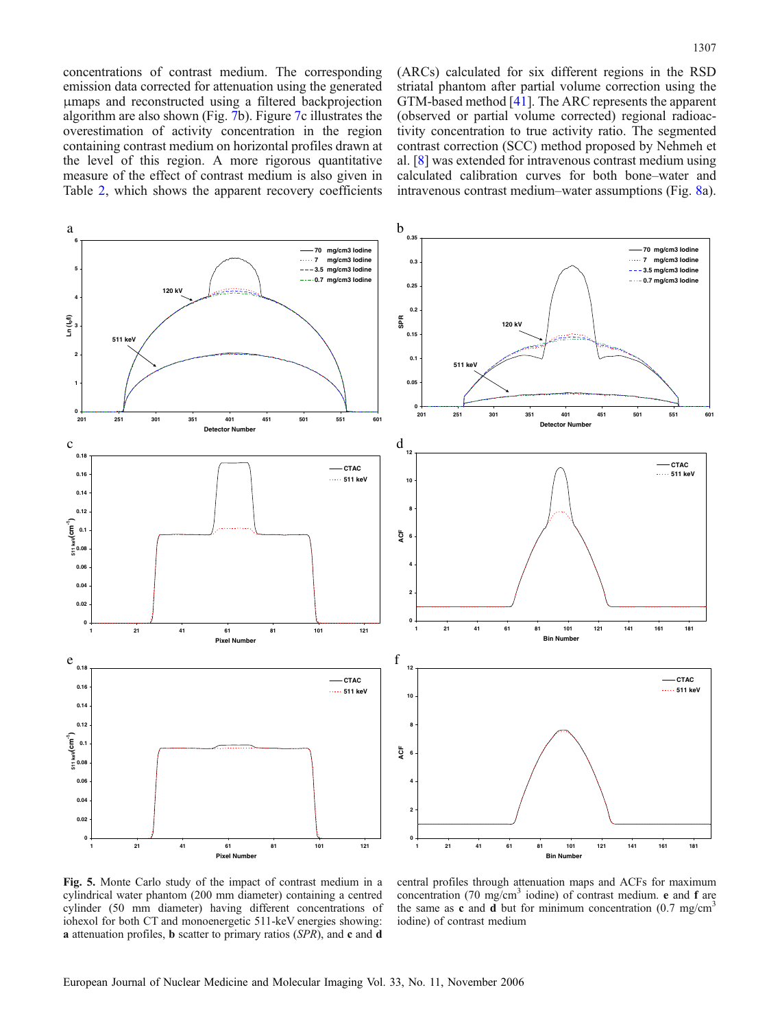concentrations of contrast medium. The corresponding emission data corrected for attenuation using the generated μmaps and reconstructed using a filtered backprojection algorithm are also shown (Fig. 7b). Figure 7c illustrates the overestimation of activity concentration in the region containing contrast medium on horizontal profiles drawn at the level of this region. A more rigorous quantitative measure of the effect of contrast medium is also given in Table 2, which shows the apparent recovery coefficients (ARCs) calculated for six different regions in the RSD striatal phantom after partial volume correction using the GTM-based method [41]. The ARC represents the apparent (observed or partial volume corrected) regional radioactivity concentration to true activity ratio. The segmented contrast correction (SCC) method proposed by Nehmeh et al. [8] was extended for intravenous contrast medium using calculated calibration curves for both bone–water and intravenous contrast medium–water assumptions (Fig. 8a).

**Fig. 5.** Monte Carlo study of the impact of contrast medium in a cylindrical water phantom (200 mm diameter) containing a centred cylinder (50 mm diameter) having different concentrations of iohexol for both CT and monoenergetic 511-keV energies showing: **a** attenuation profiles, **b** scatter to primary ratios (*SPR*), and **c** and **d** central profiles through attenuation maps and ACFs for maximum concentration (70 mg/cm$^3$ iodine) of contrast medium. **e** and **f** are the same as **c** and **d** but for minimum concentration (0.7 mg/cm$^3$ iodine) of contrast medium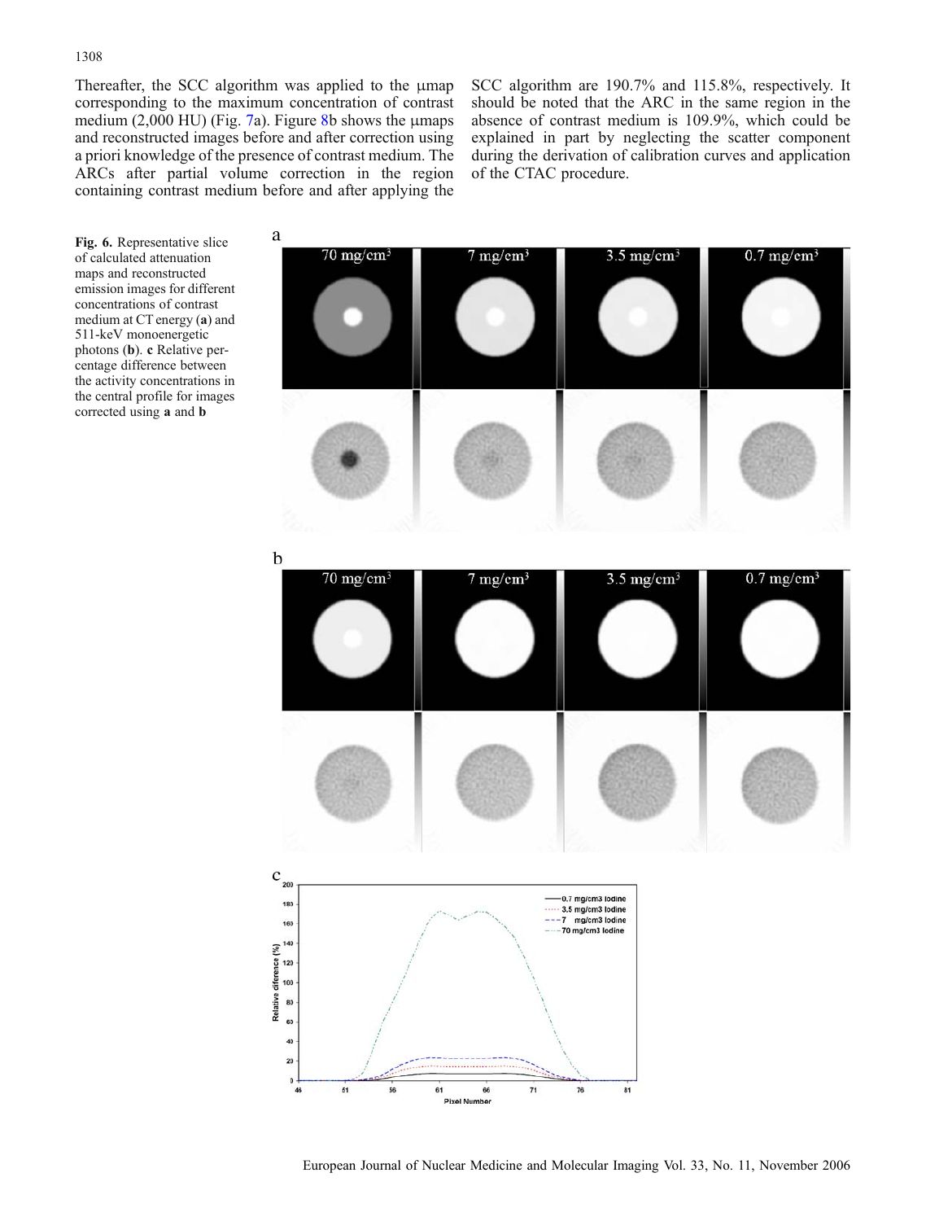Thereafter, the SCC algorithm was applied to the μmap corresponding to the maximum concentration of contrast medium (2,000 HU) (Fig. 7a). Figure 8b shows the μmaps and reconstructed images before and after correction using a priori knowledge of the presence of contrast medium. The ARCs after partial volume correction in the region containing contrast medium before and after applying the SCC algorithm are 190.7% and 115.8%, respectively. It should be noted that the ARC in the same region in the absence of contrast medium is 109.9%, which could be explained in part by neglecting the scatter component during the derivation of calibration curves and application of the CTAC procedure.

**Fig. 6.** Representative slice of calculated attenuation maps and reconstructed emission images for different concentrations of contrast medium at CT energy (**a**) and 511-keV monoenergetic photons (**b**). **c** Relative percentage difference between the activity concentrations in the central profile for images corrected using **a** and **b**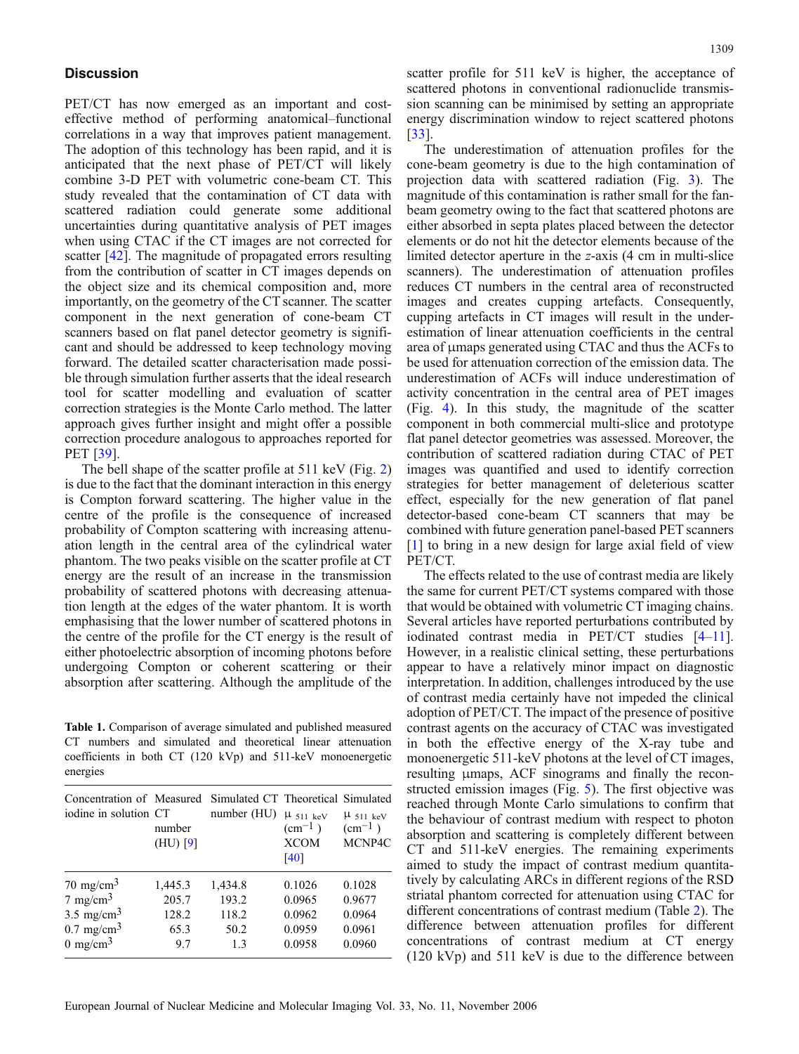## Discussion

PET/CT has now emerged as an important and cost-effective method of performing anatomical–functional correlations in a way that improves patient management. The adoption of this technology has been rapid, and it is anticipated that the next phase of PET/CT will likely combine 3-D PET with volumetric cone-beam CT. This study revealed that the contamination of CT data with scattered radiation could generate some additional uncertainties during quantitative analysis of PET images when using CTAC if the CT images are not corrected for scatter [42]. The magnitude of propagated errors resulting from the contribution of scatter in CT images depends on the object size and its chemical composition and, more importantly, on the geometry of the CT scanner. The scatter component in the next generation of cone-beam CT scanners based on flat panel detector geometry is significant and should be addressed to keep technology moving forward. The detailed scatter characterisation made possible through simulation further asserts that the ideal research tool for scatter modelling and evaluation of scatter correction strategies is the Monte Carlo method. The latter approach gives further insight and might offer a possible correction procedure analogous to approaches reported for PET [39].

The bell shape of the scatter profile at 511 keV (Fig. 2) is due to the fact that the dominant interaction in this energy is Compton forward scattering. The higher value in the centre of the profile is the consequence of increased probability of Compton scattering with increasing attenuation length in the central area of the cylindrical water phantom. The two peaks visible on the scatter profile at CT energy are the result of an increase in the transmission probability of scattered photons with decreasing attenuation length at the edges of the water phantom. It is worth emphasising that the lower number of scattered photons in the centre of the profile for the CT energy is the result of either photoelectric absorption of incoming photons before undergoing Compton or coherent scattering or their absorption after scattering. Although the amplitude of the scatter profile for 511 keV is higher, the acceptance of scattered photons in conventional radionuclide transmission scanning can be minimised by setting an appropriate energy discrimination window to reject scattered photons [33].

The underestimation of attenuation profiles for the cone-beam geometry is due to the high contamination of projection data with scattered radiation (Fig. 3). The magnitude of this contamination is rather small for the fan-beam geometry owing to the fact that scattered photons are either absorbed in septa plates placed between the detector elements or do not hit the detector elements because of the limited detector aperture in the *z*-axis (4 cm in multi-slice scanners). The underestimation of attenuation profiles reduces CT numbers in the central area of reconstructed images and creates cupping artefacts. Consequently, cupping artefacts in CT images will result in the underestimation of linear attenuation coefficients in the central area of μmaps generated using CTAC and thus the ACFs to be used for attenuation correction of the emission data. The underestimation of ACFs will induce underestimation of activity concentration in the central area of PET images (Fig. 4). In this study, the magnitude of the scatter component in both commercial multi-slice and prototype flat panel detector geometries was assessed. Moreover, the contribution of scattered radiation during CTAC of PET images was quantified and used to identify correction strategies for better management of deleterious scatter effect, especially for the new generation of flat panel detector-based cone-beam CT scanners that may be combined with future generation panel-based PET scanners [1] to bring in a new design for large axial field of view PET/CT.

The effects related to the use of contrast media are likely the same for current PET/CT systems compared with those that would be obtained with volumetric CT imaging chains. Several articles have reported perturbations contributed by iodinated contrast media in PET/CT studies [4–11]. However, in a realistic clinical setting, these perturbations appear to have a relatively minor impact on diagnostic interpretation. In addition, challenges introduced by the use of contrast media certainly have not impeded the clinical adoption of PET/CT. The impact of the presence of positive contrast agents on the accuracy of CTAC was investigated in both the effective energy of the X-ray tube and monoenergetic 511-keV photons at the level of CT images, resulting μmaps, ACF sinograms and finally the reconstructed emission images (Fig. 5). The first objective was reached through Monte Carlo simulations to confirm that the behaviour of contrast medium with respect to photon absorption and scattering is completely different between CT and 511-keV energies. The remaining experiments aimed to study the impact of contrast medium quantitatively by calculating ARCs in different regions of the RSD striatal phantom corrected for attenuation using CTAC for different concentrations of contrast medium (Table 2). The difference between attenuation profiles for different concentrations of contrast medium at CT energy (120 kVp) and 511 keV is due to the difference between

**Table 1.** Comparison of average simulated and published measured CT numbers and simulated and theoretical linear attenuation coefficients in both CT (120 kVp) and 511-keV monoenergetic energies

| Concentration of iodine in solution | Measured CT number (HU) [9] | Simulated CT number (HU) | Theoretical $\mu_{511\ keV}$ ($cm^{-1}$) XCOM [40] | Simulated $\mu_{511\ keV}$ ($cm^{-1}$) MCNP4C |
|---|---|---|---|---|
| 70 $mg/cm^3$ | 1,445.3 | 1,434.8 | 0.1026 | 0.1028 |
| 7 $mg/cm^3$ | 205.7 | 193.2 | 0.0965 | 0.9677 |
| 3.5 $mg/cm^3$ | 128.2 | 118.2 | 0.0962 | 0.0964 |
| 0.7 $mg/cm^3$ | 65.3 | 50.2 | 0.0959 | 0.0961 |
| 0 $mg/cm^3$ | 9.7 | 1.3 | 0.0958 | 0.0960 |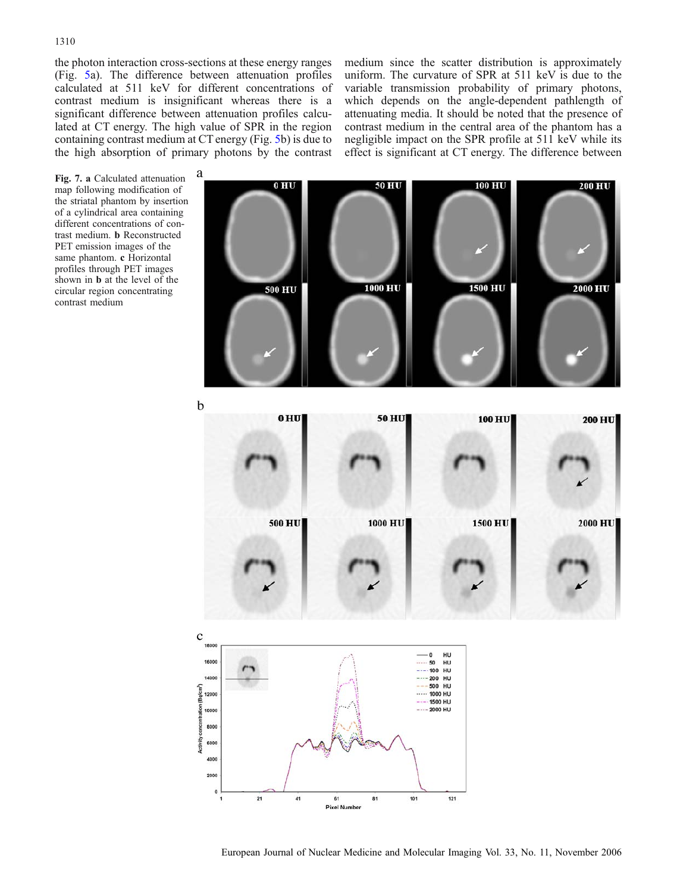the photon interaction cross-sections at these energy ranges (Fig. 5a). The difference between attenuation profiles calculated at 511 keV for different concentrations of contrast medium is insignificant whereas there is a significant difference between attenuation profiles calculated at CT energy. The high value of SPR in the region containing contrast medium at CT energy (Fig. 5b) is due to the high absorption of primary photons by the contrast medium since the scatter distribution is approximately uniform. The curvature of SPR at 511 keV is due to the variable transmission probability of primary photons, which depends on the angle-dependent pathlength of attenuating media. It should be noted that the presence of contrast medium in the central area of the phantom has a negligible impact on the SPR profile at 511 keV while its effect is significant at CT energy. The difference between

**Fig. 7. a** Calculated attenuation map following modification of the striatal phantom by insertion of a cylindrical area containing different concentrations of contrast medium. **b** Reconstructed PET emission images of the same phantom. **c** Horizontal profiles through PET images shown in **b** at the level of the circular region concentrating contrast medium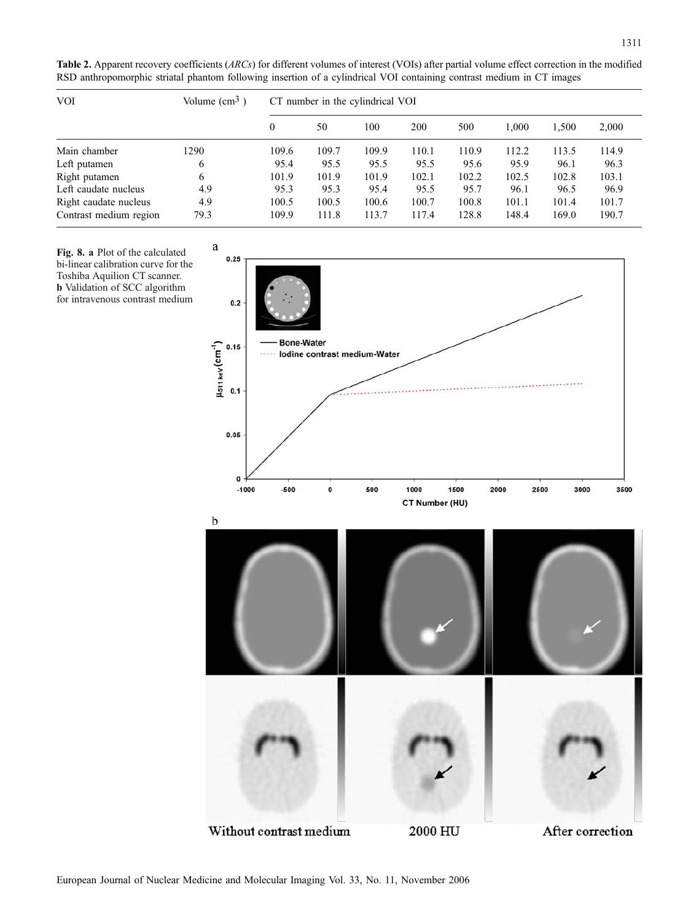**Table 2.** Apparent recovery coefficients (*ARCs*) for different volumes of interest (VOIs) after partial volume effect correction in the modified RSD anthropomorphic striatal phantom following insertion of a cylindrical VOI containing contrast medium in CT images

| VOI | Volume (cm$^3$ ) | CT number in the cylindrical VOI | | | | | | | |
|---|---|---|---|---|---|---|---|---|---|
| | | 0 | 50 | 100 | 200 | 500 | 1,000 | 1,500 | 2,000 |
| Main chamber | 1290 | 109.6 | 109.7 | 109.9 | 110.1 | 110.9 | 112.2 | 113.5 | 114.9 |
| Left putamen | 6 | 95.4 | 95.5 | 95.5 | 95.5 | 95.6 | 95.9 | 96.1 | 96.3 |
| Right putamen | 6 | 101.9 | 101.9 | 101.9 | 102.1 | 102.2 | 102.5 | 102.8 | 103.1 |
| Left caudate nucleus | 4.9 | 95.3 | 95.3 | 95.4 | 95.5 | 95.7 | 96.1 | 96.5 | 96.9 |
| Right caudate nucleus | 4.9 | 100.5 | 100.5 | 100.6 | 100.7 | 100.8 | 101.1 | 101.4 | 101.7 |
| Contrast medium region | 79.3 | 109.9 | 111.8 | 113.7 | 117.4 | 128.8 | 148.4 | 169.0 | 190.7 |

**Fig. 8. a** Plot of the calculated bi-linear calibration curve for the Toshiba Aquilion CT scanner. **b** Validation of SCC algorithm for intravenous contrast medium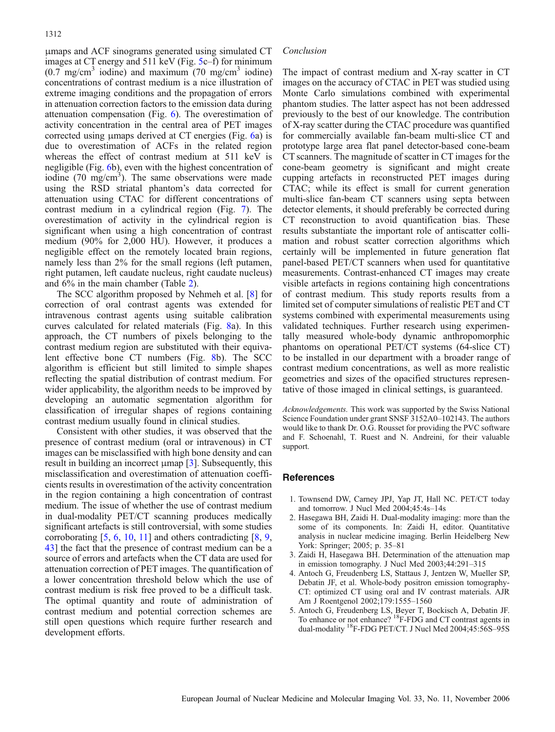μmaps and ACF sinograms generated using simulated CT images at CT energy and 511 keV (Fig. 5c–f) for minimum (0.7 mg/cm$^3$ iodine) and maximum (70 mg/cm$^3$ iodine) concentrations of contrast medium is a nice illustration of extreme imaging conditions and the propagation of errors in attenuation correction factors to the emission data during attenuation compensation (Fig. 6). The overestimation of activity concentration in the central area of PET images corrected using μmaps derived at CT energies (Fig. 6a) is due to overestimation of ACFs in the related region whereas the effect of contrast medium at 511 keV is negligible (Fig. 6b), even with the highest concentration of iodine (70 mg/cm$^3$). The same observations were made using the RSD striatal phantom's data corrected for attenuation using CTAC for different concentrations of contrast medium in a cylindrical region (Fig. 7). The overestimation of activity in the cylindrical region is significant when using a high concentration of contrast medium (90% for 2,000 HU). However, it produces a negligible effect on the remotely located brain regions, namely less than 2% for the small regions (left putamen, right putamen, left caudate nucleus, right caudate nucleus) and 6% in the main chamber (Table 2).

The SCC algorithm proposed by Nehmeh et al. [8] for correction of oral contrast agents was extended for intravenous contrast agents using suitable calibration curves calculated for related materials (Fig. 8a). In this approach, the CT numbers of pixels belonging to the contrast medium region are substituted with their equivalent effective bone CT numbers (Fig. 8b). The SCC algorithm is efficient but still limited to simple shapes reflecting the spatial distribution of contrast medium. For wider applicability, the algorithm needs to be improved by developing an automatic segmentation algorithm for classification of irregular shapes of regions containing contrast medium usually found in clinical studies.

Consistent with other studies, it was observed that the presence of contrast medium (oral or intravenous) in CT images can be misclassified with high bone density and can result in building an incorrect μmap [3]. Subsequently, this misclassification and overestimation of attenuation coefficients results in overestimation of the activity concentration in the region containing a high concentration of contrast medium. The issue of whether the use of contrast medium in dual-modality PET/CT scanning produces medically significant artefacts is still controversial, with some studies corroborating [5, 6, 10, 11] and others contradicting [8, 9, 43] the fact that the presence of contrast medium can be a source of errors and artefacts when the CT data are used for attenuation correction of PET images. The quantification of a lower concentration threshold below which the use of contrast medium is risk free proved to be a difficult task. The optimal quantity and route of administration of contrast medium and potential correction schemes are still open questions which require further research and development efforts.

*Conclusion*

The impact of contrast medium and X-ray scatter in CT images on the accuracy of CTAC in PET was studied using Monte Carlo simulations combined with experimental phantom studies. The latter aspect has not been addressed previously to the best of our knowledge. The contribution of X-ray scatter during the CTAC procedure was quantified for commercially available fan-beam multi-slice CT and prototype large area flat panel detector-based cone-beam CT scanners. The magnitude of scatter in CT images for the cone-beam geometry is significant and might create cupping artefacts in reconstructed PET images during CTAC; while its effect is small for current generation multi-slice fan-beam CT scanners using septa between detector elements, it should preferably be corrected during CT reconstruction to avoid quantification bias. These results substantiate the important role of antiscatter collimation and robust scatter correction algorithms which certainly will be implemented in future generation flat panel-based PET/CT scanners when used for quantitative measurements. Contrast-enhanced CT images may create visible artefacts in regions containing high concentrations of contrast medium. This study reports results from a limited set of computer simulations of realistic PET and CT systems combined with experimental measurements using validated techniques. Further research using experimentally measured whole-body dynamic anthropomorphic phantoms on operational PET/CT systems (64-slice CT) to be installed in our department with a broader range of contrast medium concentrations, as well as more realistic geometries and sizes of the opacified structures representative of those imaged in clinical settings, is guaranteed.

*Acknowledgements.* This work was supported by the Swiss National Science Foundation under grant SNSF 3152A0–102143. The authors would like to thank Dr. O.G. Rousset for providing the PVC software and F. Schoenahl, T. Ruest and N. Andreini, for their valuable support.

## References

1. Townsend DW, Carney JPJ, Yap JT, Hall NC. PET/CT today and tomorrow. J Nucl Med 2004;45:4s–14s
2. Hasegawa BH, Zaidi H. Dual-modality imaging: more than the some of its components. In: Zaidi H, editor. Quantitative analysis in nuclear medicine imaging. Berlin Heidelberg New York: Springer; 2005; p. 35–81
3. Zaidi H, Hasegawa BH. Determination of the attenuation map in emission tomography. J Nucl Med 2003;44:291–315
4. Antoch G, Freudenberg LS, Stattaus J, Jentzen W, Mueller SP, Debatin JF, et al. Whole-body positron emission tomography-CT: optimized CT using oral and IV contrast materials. AJR Am J Roentgenol 2002;179:1555–1560
5. Antoch G, Freudenberg LS, Beyer T, Bockisch A, Debatin JF. To enhance or not enhance? $^{18}$F-FDG and CT contrast agents in dual-modality $^{18}$F-FDG PET/CT. J Nucl Med 2004;45:56S–95S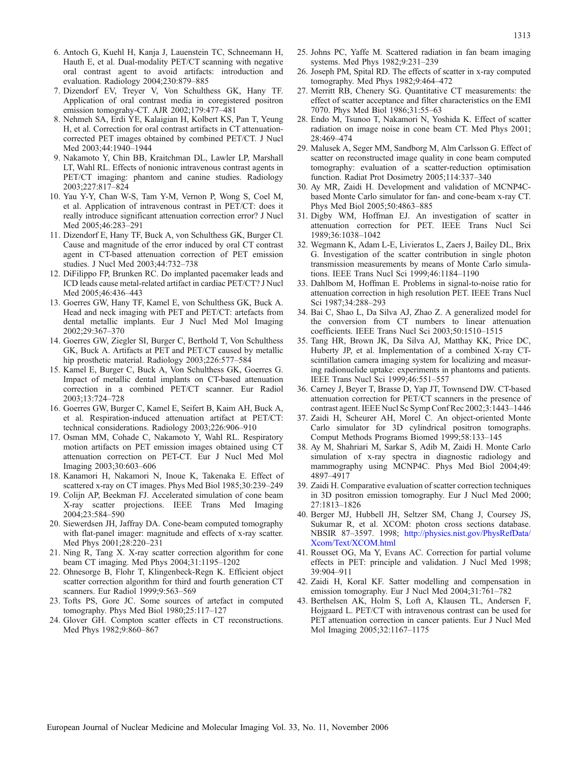6. Antoch G, Kuehl H, Kanja J, Lauenstein TC, Schneemann H, Hauth E, et al. Dual-modality PET/CT scanning with negative oral contrast agent to avoid artifacts: introduction and evaluation. Radiology 2004;230:879–885
7. Dizendorf EV, Treyer V, Von Schulthess GK, Hany TF. Application of oral contrast media in coregistered positron emission tomograhy-CT. AJR 2002;179:477–481
8. Nehmeh SA, Erdi YE, Kalaigian H, Kolbert KS, Pan T, Yeung H, et al. Correction for oral contrast artifacts in CT attenuation-corrected PET images obtained by combined PET/CT. J Nucl Med 2003;44:1940–1944
9. Nakamoto Y, Chin BB, Kraitchman DL, Lawler LP, Marshall LT, Wahl RL. Effects of nonionic intravenous contrast agents in PET/CT imaging: phantom and canine studies. Radiology 2003;227:817–824
10. Yau Y-Y, Chan W-S, Tam Y-M, Vernon P, Wong S, Coel M, et al. Application of intravenous contrast in PET/CT: does it really introduce significant attenuation correction error? J Nucl Med 2005;46:283–291
11. Dizendorf E, Hany TF, Buck A, von Schulthess GK, Burger Cl. Cause and magnitude of the error induced by oral CT contrast agent in CT-based attenuation correction of PET emission studies. J Nucl Med 2003;44:732–738
12. DiFilippo FP, Brunken RC. Do implanted pacemaker leads and ICD leads cause metal-related artifact in cardiac PET/CT? J Nucl Med 2005;46:436–443
13. Goerres GW, Hany TF, Kamel E, von Schulthess GK, Buck A. Head and neck imaging with PET and PET/CT: artefacts from dental metallic implants. Eur J Nucl Med Mol Imaging 2002;29:367–370
14. Goerres GW, Ziegler SI, Burger C, Berthold T, Von Schulthess GK, Buck A. Artifacts at PET and PET/CT caused by metallic hip prosthetic material. Radiology 2003;226:577–584
15. Kamel E, Burger C, Buck A, Von Schulthess GK, Goerres G. Impact of metallic dental implants on CT-based attenuation correction in a combined PET/CT scanner. Eur Radiol 2003;13:724–728
16. Goerres GW, Burger C, Kamel E, Seifert B, Kaim AH, Buck A, et al. Respiration-induced attenuation artifact at PET/CT: technical considerations. Radiology 2003;226:906–910
17. Osman MM, Cohade C, Nakamoto Y, Wahl RL. Respiratory motion artifacts on PET emission images obtained using CT attenuation correction on PET-CT. Eur J Nucl Med Mol Imaging 2003;30:603–606
18. Kanamori H, Nakamori N, Inoue K, Takenaka E. Effect of scattered x-ray on CT images. Phys Med Biol 1985;30:239–249
19. Colijn AP, Beekman FJ. Accelerated simulation of cone beam X-ray scatter projections. IEEE Trans Med Imaging 2004;23:584–590
20. Siewerdsen JH, Jaffray DA. Cone-beam computed tomography with flat-panel imager: magnitude and effects of x-ray scatter. Med Phys 2001;28:220–231
21. Ning R, Tang X. X-ray scatter correction algorithm for cone beam CT imaging. Med Phys 2004;31:1195–1202
22. Ohnesorge B, Flohr T, Klingenbeck-Regn K. Efficient object scatter correction algorithm for third and fourth generation CT scanners. Eur Radiol 1999;9:563–569
23. Tofts PS, Gore JC. Some sources of artefact in computed tomography. Phys Med Biol 1980;25:117–127
24. Glover GH. Compton scatter effects in CT reconstructions. Med Phys 1982;9:860–867
25. Johns PC, Yaffe M. Scattered radiation in fan beam imaging systems. Med Phys 1982;9:231–239
26. Joseph PM, Spital RD. The effects of scatter in x-ray computed tomography. Med Phys 1982;9:464–472
27. Merritt RB, Chenery SG. Quantitative CT measurements: the effect of scatter acceptance and filter characteristics on the EMI 7070. Phys Med Biol 1986;31:55–63
28. Endo M, Tsunoo T, Nakamori N, Yoshida K. Effect of scatter radiation on image noise in cone beam CT. Med Phys 2001; 28:469–474
29. Malusek A, Seger MM, Sandborg M, Alm Carlsson G. Effect of scatter on reconstructed image quality in cone beam computed tomography: evaluation of a scatter-reduction optimisation function. Radiat Prot Dosimetry 2005;114:337–340
30. Ay MR, Zaidi H. Development and validation of MCNP4C-based Monte Carlo simulator for fan- and cone-beam x-ray CT. Phys Med Biol 2005;50:4863–885
31. Digby WM, Hoffman EJ. An investigation of scatter in attenuation correction for PET. IEEE Trans Nucl Sci 1989;36:1038–1042
32. Wegmann K, Adam L-E, Livieratos L, Zaers J, Bailey DL, Brix G. Investigation of the scatter contribution in single photon transmission measurements by means of Monte Carlo simulations. IEEE Trans Nucl Sci 1999;46:1184–1190
33. Dahlbom M, Hoffman E. Problems in signal-to-noise ratio for attenuation correction in high resolution PET. IEEE Trans Nucl Sci 1987;34:288–293
34. Bai C, Shao L, Da Silva AJ, Zhao Z. A generalized model for the conversion from CT numbers to linear attenuation coefficients. IEEE Trans Nucl Sci 2003;50:1510–1515
35. Tang HR, Brown JK, Da Silva AJ, Matthay KK, Price DC, Huberty JP, et al. Implementation of a combined X-ray CT-scintillation camera imaging system for localizing and measuring radionuclide uptake: experiments in phantoms and patients. IEEE Trans Nucl Sci 1999;46:551–557
36. Carney J, Beyer T, Brasse D, Yap JT, Townsend DW. CT-based attenuation correction for PET/CT scanners in the presence of contrast agent. IEEE Nucl Sc Symp Conf Rec 2002;3:1443–1446
37. Zaidi H, Scheurer AH, Morel C. An object-oriented Monte Carlo simulator for 3D cylindrical positron tomographs. Comput Methods Programs Biomed 1999;58:133–145
38. Ay M, Shahriari M, Sarkar S, Adib M, Zaidi H. Monte Carlo simulation of x-ray spectra in diagnostic radiology and mammography using MCNP4C. Phys Med Biol 2004;49: 4897–4917
39. Zaidi H. Comparative evaluation of scatter correction techniques in 3D positron emission tomography. Eur J Nucl Med 2000; 27:1813–1826
40. Berger MJ, Hubbell JH, Seltzer SM, Chang J, Coursey JS, Sukumar R, et al. XCOM: photon cross sections database. NBSIR 87–3597. 1998; http://physics.nist.gov/PhysRefData/Xcom/Text/XCOM.html
41. Rousset OG, Ma Y, Evans AC. Correction for partial volume effects in PET: principle and validation. J Nucl Med 1998; 39:904–911
42. Zaidi H, Koral KF. Satter modelling and compensation in emission tomography. Eur J Nucl Med 2004;31:761–782
43. Berthelsen AK, Holm S, Loft A, Klausen TL, Andersen F, Hojgaard L. PET/CT with intravenous contrast can be used for PET attenuation correction in cancer patients. Eur J Nucl Med Mol Imaging 2005;32:1167–1175